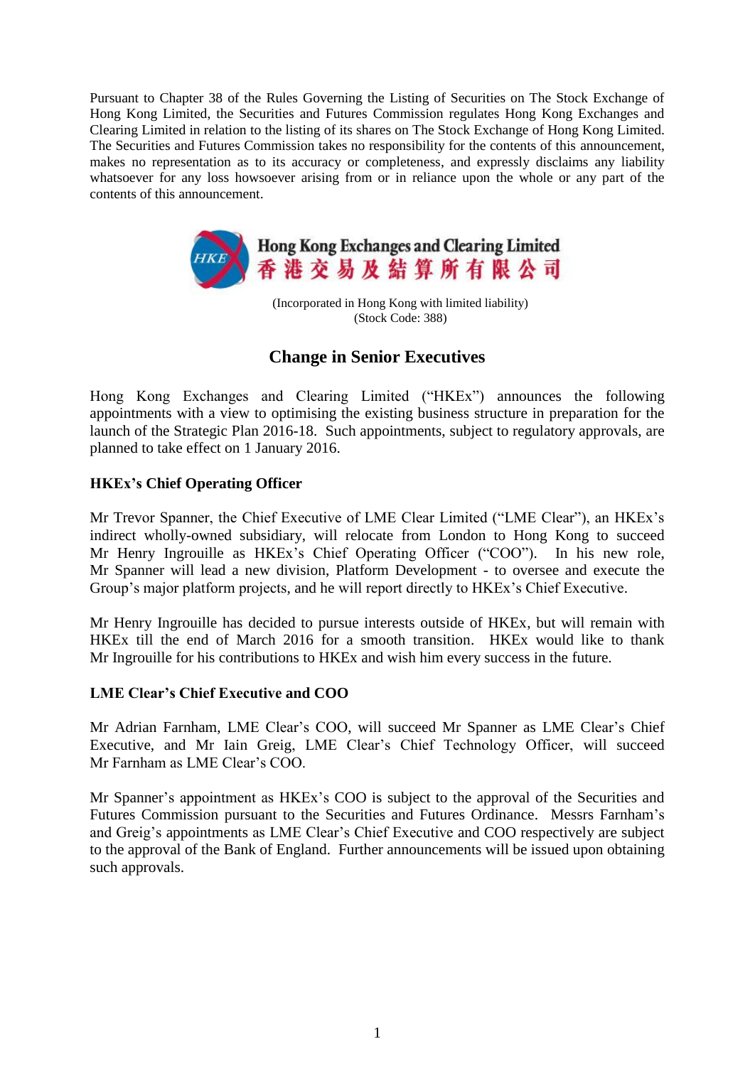Pursuant to Chapter 38 of the Rules Governing the Listing of Securities on The Stock Exchange of Hong Kong Limited, the Securities and Futures Commission regulates Hong Kong Exchanges and Clearing Limited in relation to the listing of its shares on The Stock Exchange of Hong Kong Limited. The Securities and Futures Commission takes no responsibility for the contents of this announcement, makes no representation as to its accuracy or completeness, and expressly disclaims any liability whatsoever for any loss howsoever arising from or in reliance upon the whole or any part of the contents of this announcement.

**Hong Kong Exchanges and Clearing Limited**
**香港交易及結算所有限公司**

(Incorporated in Hong Kong with limited liability)
(Stock Code: 388)

## Change in Senior Executives

Hong Kong Exchanges and Clearing Limited ("HKEx") announces the following appointments with a view to optimising the existing business structure in preparation for the launch of the Strategic Plan 2016-18. Such appointments, subject to regulatory approvals, are planned to take effect on 1 January 2016.

### HKEx's Chief Operating Officer

Mr Trevor Spanner, the Chief Executive of LME Clear Limited ("LME Clear"), an HKEx's indirect wholly-owned subsidiary, will relocate from London to Hong Kong to succeed Mr Henry Ingrouille as HKEx's Chief Operating Officer ("COO"). In his new role, Mr Spanner will lead a new division, Platform Development - to oversee and execute the Group's major platform projects, and he will report directly to HKEx's Chief Executive.

Mr Henry Ingrouille has decided to pursue interests outside of HKEx, but will remain with HKEx till the end of March 2016 for a smooth transition. HKEx would like to thank Mr Ingrouille for his contributions to HKEx and wish him every success in the future.

### LME Clear's Chief Executive and COO

Mr Adrian Farnham, LME Clear's COO, will succeed Mr Spanner as LME Clear's Chief Executive, and Mr Iain Greig, LME Clear's Chief Technology Officer, will succeed Mr Farnham as LME Clear's COO.

Mr Spanner's appointment as HKEx's COO is subject to the approval of the Securities and Futures Commission pursuant to the Securities and Futures Ordinance. Messrs Farnham's and Greig's appointments as LME Clear's Chief Executive and COO respectively are subject to the approval of the Bank of England. Further announcements will be issued upon obtaining such approvals.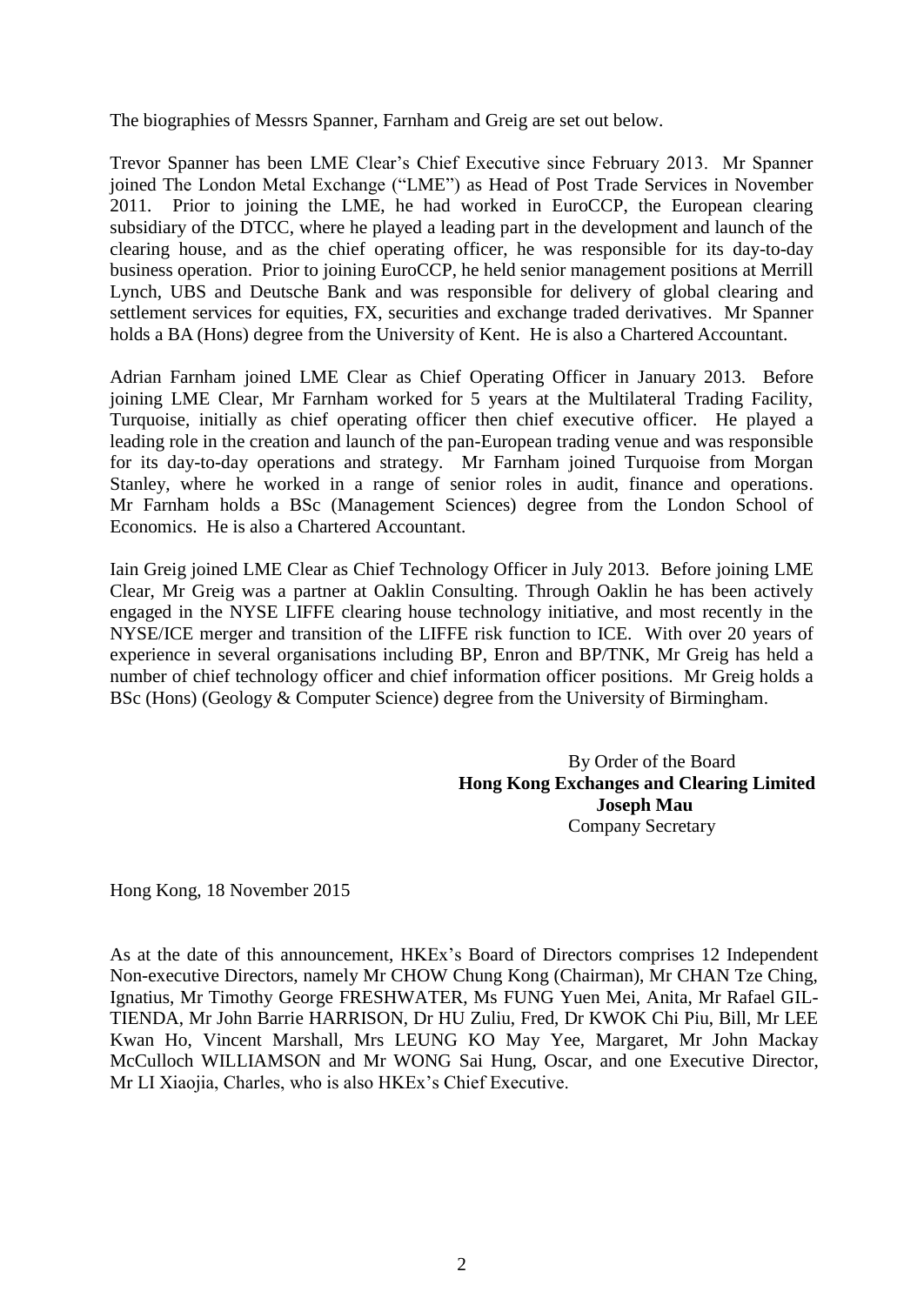The biographies of Messrs Spanner, Farnham and Greig are set out below.

Trevor Spanner has been LME Clear's Chief Executive since February 2013. Mr Spanner joined The London Metal Exchange ("LME") as Head of Post Trade Services in November 2011. Prior to joining the LME, he had worked in EuroCCP, the European clearing subsidiary of the DTCC, where he played a leading part in the development and launch of the clearing house, and as the chief operating officer, he was responsible for its day-to-day business operation. Prior to joining EuroCCP, he held senior management positions at Merrill Lynch, UBS and Deutsche Bank and was responsible for delivery of global clearing and settlement services for equities, FX, securities and exchange traded derivatives. Mr Spanner holds a BA (Hons) degree from the University of Kent. He is also a Chartered Accountant.

Adrian Farnham joined LME Clear as Chief Operating Officer in January 2013. Before joining LME Clear, Mr Farnham worked for 5 years at the Multilateral Trading Facility, Turquoise, initially as chief operating officer then chief executive officer. He played a leading role in the creation and launch of the pan-European trading venue and was responsible for its day-to-day operations and strategy. Mr Farnham joined Turquoise from Morgan Stanley, where he worked in a range of senior roles in audit, finance and operations. Mr Farnham holds a BSc (Management Sciences) degree from the London School of Economics. He is also a Chartered Accountant.

Iain Greig joined LME Clear as Chief Technology Officer in July 2013. Before joining LME Clear, Mr Greig was a partner at Oaklin Consulting. Through Oaklin he has been actively engaged in the NYSE LIFFE clearing house technology initiative, and most recently in the NYSE/ICE merger and transition of the LIFFE risk function to ICE. With over 20 years of experience in several organisations including BP, Enron and BP/TNK, Mr Greig has held a number of chief technology officer and chief information officer positions. Mr Greig holds a BSc (Hons) (Geology & Computer Science) degree from the University of Birmingham.

By Order of the Board
**Hong Kong Exchanges and Clearing Limited**
**Joseph Mau**
Company Secretary

Hong Kong, 18 November 2015

As at the date of this announcement, HKEx's Board of Directors comprises 12 Independent Non-executive Directors, namely Mr CHOW Chung Kong (Chairman), Mr CHAN Tze Ching, Ignatius, Mr Timothy George FRESHWATER, Ms FUNG Yuen Mei, Anita, Mr Rafael GIL-TIENDA, Mr John Barrie HARRISON, Dr HU Zuliu, Fred, Dr KWOK Chi Piu, Bill, Mr LEE Kwan Ho, Vincent Marshall, Mrs LEUNG KO May Yee, Margaret, Mr John Mackay McCulloch WILLIAMSON and Mr WONG Sai Hung, Oscar, and one Executive Director, Mr LI Xiaojia, Charles, who is also HKEx's Chief Executive.